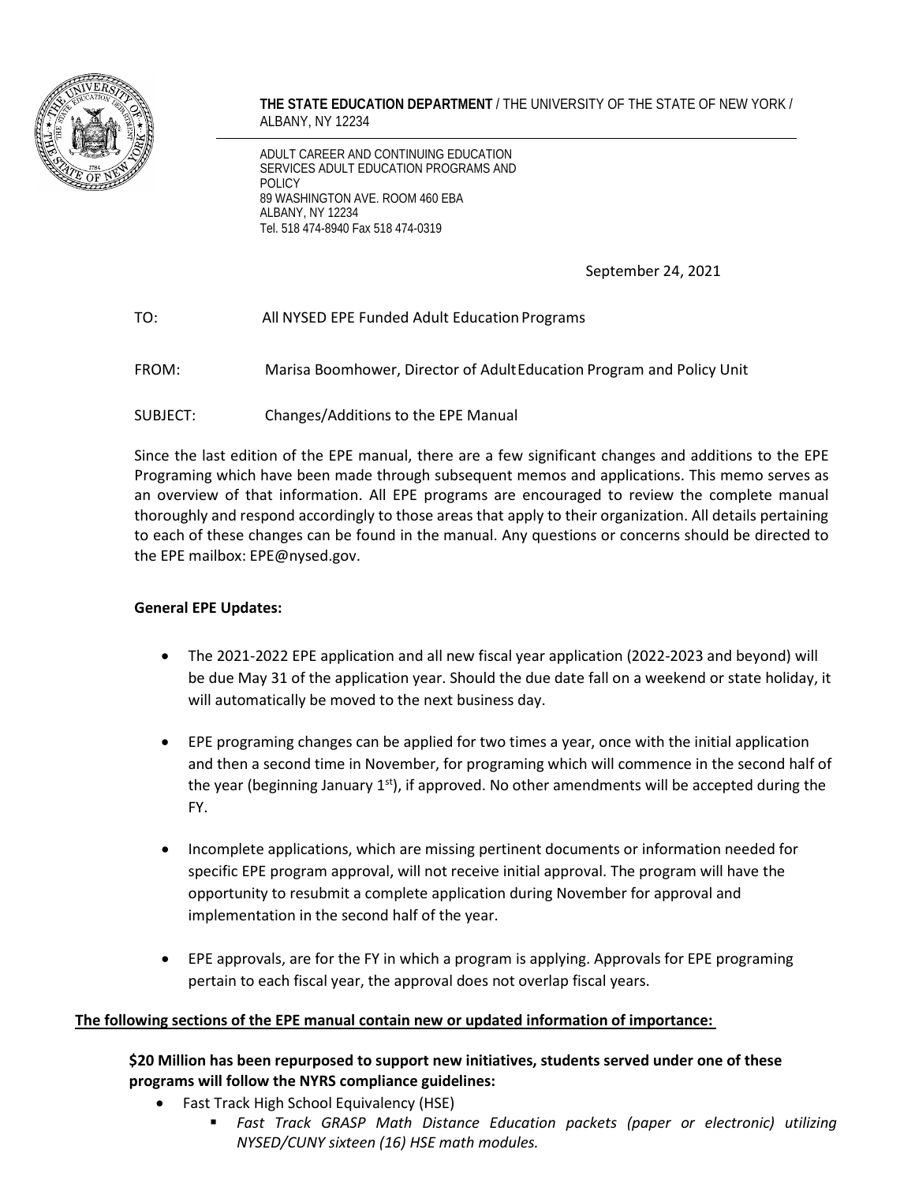**THE STATE EDUCATION DEPARTMENT** / THE UNIVERSITY OF THE STATE OF NEW YORK / ALBANY, NY 12234

ADULT CAREER AND CONTINUING EDUCATION SERVICES ADULT EDUCATION PROGRAMS AND POLICY
89 WASHINGTON AVE. ROOM 460 EBA
ALBANY, NY 12234
Tel. 518 474-8940 Fax 518 474-0319

September 24, 2021

TO: All NYSED EPE Funded Adult Education Programs

FROM: Marisa Boomhower, Director of Adult Education Program and Policy Unit

SUBJECT: Changes/Additions to the EPE Manual

Since the last edition of the EPE manual, there are a few significant changes and additions to the EPE Programing which have been made through subsequent memos and applications. This memo serves as an overview of that information. All EPE programs are encouraged to review the complete manual thoroughly and respond accordingly to those areas that apply to their organization. All details pertaining to each of these changes can be found in the manual. Any questions or concerns should be directed to the EPE mailbox: EPE@nysed.gov.

**General EPE Updates:**

- The 2021-2022 EPE application and all new fiscal year application (2022-2023 and beyond) will be due May 31 of the application year. Should the due date fall on a weekend or state holiday, it will automatically be moved to the next business day.
- EPE programing changes can be applied for two times a year, once with the initial application and then a second time in November, for programing which will commence in the second half of the year (beginning January 1st), if approved. No other amendments will be accepted during the FY.
- Incomplete applications, which are missing pertinent documents or information needed for specific EPE program approval, will not receive initial approval. The program will have the opportunity to resubmit a complete application during November for approval and implementation in the second half of the year.
- EPE approvals, are for the FY in which a program is applying. Approvals for EPE programing pertain to each fiscal year, the approval does not overlap fiscal years.

**The following sections of the EPE manual contain new or updated information of importance:**

**$20 Million has been repurposed to support new initiatives, students served under one of these programs will follow the NYRS compliance guidelines:**

- Fast Track High School Equivalency (HSE)
  - *Fast Track GRASP Math Distance Education packets (paper or electronic) utilizing NYSED/CUNY sixteen (16) HSE math modules.*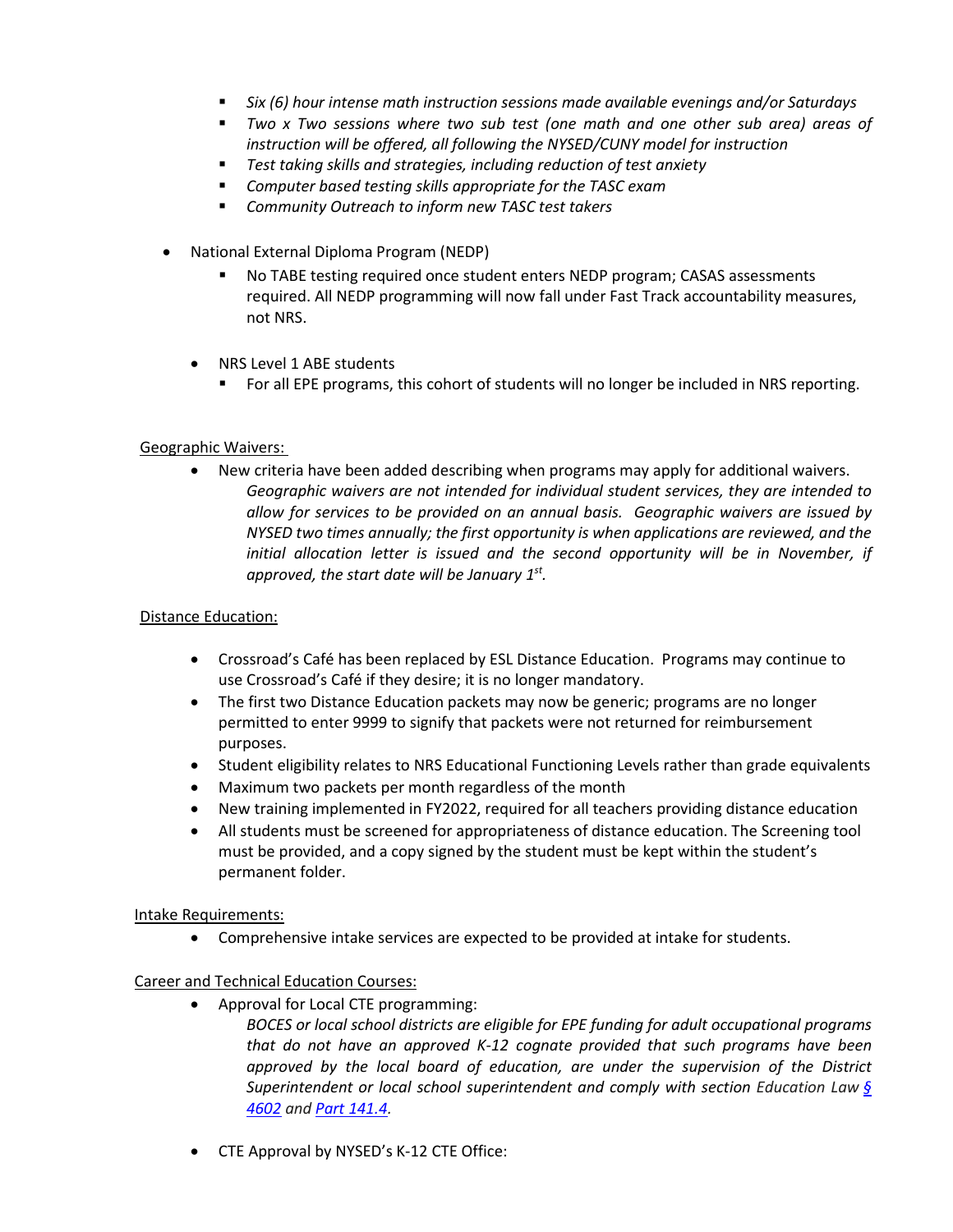- *Six (6) hour intense math instruction sessions made available evenings and/or Saturdays*
    - *Two x Two sessions where two sub test (one math and one other sub area) areas of instruction will be offered, all following the NYSED/CUNY model for instruction*
    - *Test taking skills and strategies, including reduction of test anxiety*
    - *Computer based testing skills appropriate for the TASC exam*
    - *Community Outreach to inform new TASC test takers*

- National External Diploma Program (NEDP)
    - No TABE testing required once student enters NEDP program; CASAS assessments required. All NEDP programming will now fall under Fast Track accountability measures, not NRS.

- NRS Level 1 ABE students
    - For all EPE programs, this cohort of students will no longer be included in NRS reporting.

Geographic Waivers:

- New criteria have been added describing when programs may apply for additional waivers. *Geographic waivers are not intended for individual student services, they are intended to allow for services to be provided on an annual basis. Geographic waivers are issued by NYSED two times annually; the first opportunity is when applications are reviewed, and the initial allocation letter is issued and the second opportunity will be in November, if approved, the start date will be January 1st.*

Distance Education:

- Crossroad's Café has been replaced by ESL Distance Education. Programs may continue to use Crossroad's Café if they desire; it is no longer mandatory.
- The first two Distance Education packets may now be generic; programs are no longer permitted to enter 9999 to signify that packets were not returned for reimbursement purposes.
- Student eligibility relates to NRS Educational Functioning Levels rather than grade equivalents
- Maximum two packets per month regardless of the month
- New training implemented in FY2022, required for all teachers providing distance education
- All students must be screened for appropriateness of distance education. The Screening tool must be provided, and a copy signed by the student must be kept within the student's permanent folder.

Intake Requirements:

- Comprehensive intake services are expected to be provided at intake for students.

Career and Technical Education Courses:

- Approval for Local CTE programming:
  *BOCES or local school districts are eligible for EPE funding for adult occupational programs that do not have an approved K-12 cognate provided that such programs have been approved by the local board of education, are under the supervision of the District Superintendent or local school superintendent and comply with section Education Law [§ 4602] and [Part 141.4].*

- CTE Approval by NYSED's K-12 CTE Office: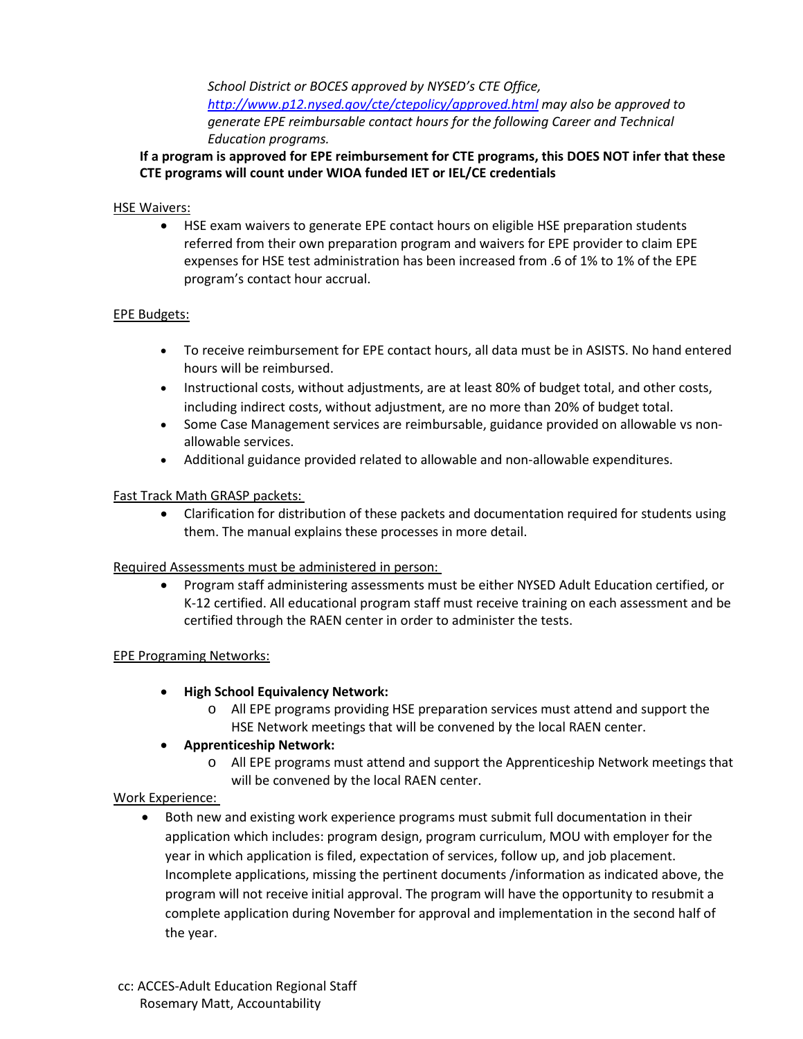*School District or BOCES approved by NYSED's CTE Office, [http://www.p12.nysed.gov/cte/ctepolicy/approved.html](http://www.p12.nysed.gov/cte/ctepolicy/approved.html) may also be approved to generate EPE reimbursable contact hours for the following Career and Technical Education programs.*

**If a program is approved for EPE reimbursement for CTE programs, this DOES NOT infer that these CTE programs will count under WIOA funded IET or IEL/CE credentials**

<u>HSE Waivers:</u>

- HSE exam waivers to generate EPE contact hours on eligible HSE preparation students referred from their own preparation program and waivers for EPE provider to claim EPE expenses for HSE test administration has been increased from .6 of 1% to 1% of the EPE program's contact hour accrual.

<u>EPE Budgets:</u>

- To receive reimbursement for EPE contact hours, all data must be in ASISTS. No hand entered hours will be reimbursed.
- Instructional costs, without adjustments, are at least 80% of budget total, and other costs, including indirect costs, without adjustment, are no more than 20% of budget total.
- Some Case Management services are reimbursable, guidance provided on allowable vs non-allowable services.
- Additional guidance provided related to allowable and non-allowable expenditures.

<u>Fast Track Math GRASP packets:</u>

- Clarification for distribution of these packets and documentation required for students using them. The manual explains these processes in more detail.

<u>Required Assessments must be administered in person:</u>

- Program staff administering assessments must be either NYSED Adult Education certified, or K-12 certified. All educational program staff must receive training on each assessment and be certified through the RAEN center in order to administer the tests.

<u>EPE Programing Networks:</u>

- **High School Equivalency Network:**
  - All EPE programs providing HSE preparation services must attend and support the HSE Network meetings that will be convened by the local RAEN center.
- **Apprenticeship Network:**
  - All EPE programs must attend and support the Apprenticeship Network meetings that will be convened by the local RAEN center.

<u>Work Experience:</u>

- Both new and existing work experience programs must submit full documentation in their application which includes: program design, program curriculum, MOU with employer for the year in which application is filed, expectation of services, follow up, and job placement. Incomplete applications, missing the pertinent documents /information as indicated above, the program will not receive initial approval. The program will have the opportunity to resubmit a complete application during November for approval and implementation in the second half of the year.

cc: ACCES-Adult Education Regional Staff
Rosemary Matt, Accountability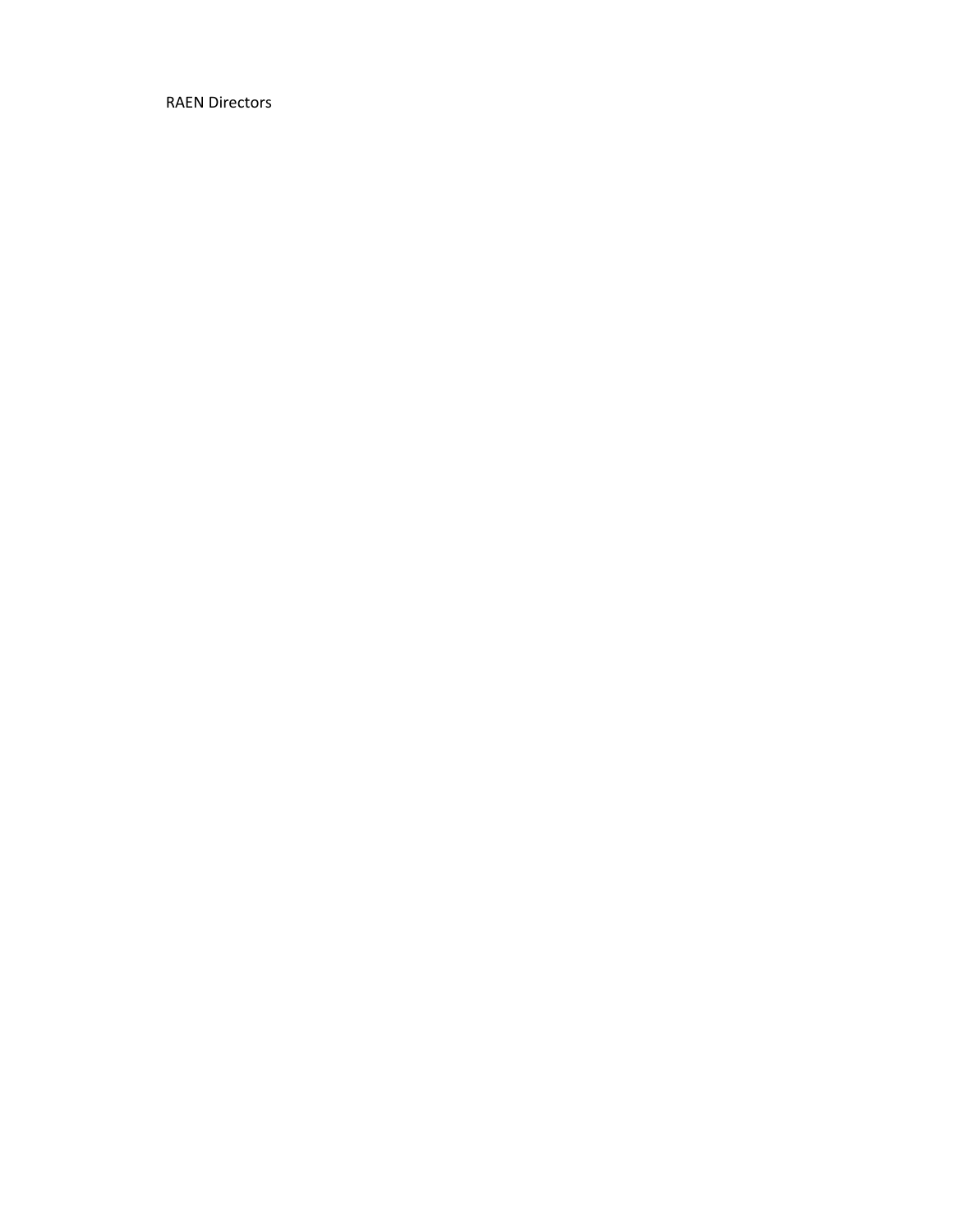RAEN Directors